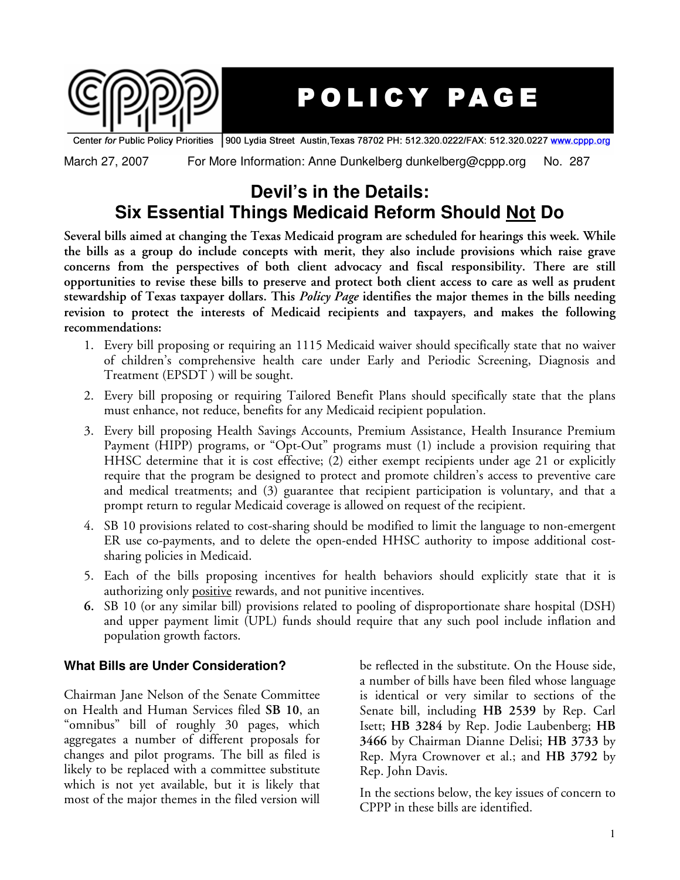# POLICY PAGE

Center *for* Public Policy Priorities | 900 Lydia Street Austin, Texas 78702 PH: 512.320.0222/FAX: 512.320.0227 www.cppp.org

March 27, 2007 For More Information: Anne Dunkelberg dunkelberg@cppp.org No. 287

## Devil's in the Details: Six Essential Things Medicaid Reform Should Not Do

**Several bills aimed at changing the Texas Medicaid program are scheduled for hearings this week. While the bills as a group do include concepts with merit, they also include provisions which raise grave concerns from the perspectives of both client advocacy and fiscal responsibility. There are still opportunities to revise these bills to preserve and protect both client access to care as well as prudent stewardship of Texas taxpayer dollars. This *Policy Page* identifies the major themes in the bills needing revision to protect the interests of Medicaid recipients and taxpayers, and makes the following recommendations:**

1. Every bill proposing or requiring an 1115 Medicaid waiver should specifically state that no waiver of children's comprehensive health care under Early and Periodic Screening, Diagnosis and Treatment (EPSDT ) will be sought.
2. Every bill proposing or requiring Tailored Benefit Plans should specifically state that the plans must enhance, not reduce, benefits for any Medicaid recipient population.
3. Every bill proposing Health Savings Accounts, Premium Assistance, Health Insurance Premium Payment (HIPP) programs, or "Opt-Out" programs must (1) include a provision requiring that HHSC determine that it is cost effective; (2) either exempt recipients under age 21 or explicitly require that the program be designed to protect and promote children's access to preventive care and medical treatments; and (3) guarantee that recipient participation is voluntary, and that a prompt return to regular Medicaid coverage is allowed on request of the recipient.
4. SB 10 provisions related to cost-sharing should be modified to limit the language to non-emergent ER use co-payments, and to delete the open-ended HHSC authority to impose additional cost-sharing policies in Medicaid.
5. Each of the bills proposing incentives for health behaviors should explicitly state that it is authorizing only positive rewards, and not punitive incentives.
6. SB 10 (or any similar bill) provisions related to pooling of disproportionate share hospital (DSH) and upper payment limit (UPL) funds should require that any such pool include inflation and population growth factors.

### What Bills are Under Consideration?

Chairman Jane Nelson of the Senate Committee on Health and Human Services filed **SB 10**, an "omnibus" bill of roughly 30 pages, which aggregates a number of different proposals for changes and pilot programs. The bill as filed is likely to be replaced with a committee substitute which is not yet available, but it is likely that most of the major themes in the filed version will be reflected in the substitute. On the House side, a number of bills have been filed whose language is identical or very similar to sections of the Senate bill, including **HB 2539** by Rep. Carl Isett; **HB 3284** by Rep. Jodie Laubenberg; **HB 3466** by Chairman Dianne Delisi; **HB 3733** by Rep. Myra Crownover et al.; and **HB 3792** by Rep. John Davis.

In the sections below, the key issues of concern to CPPP in these bills are identified.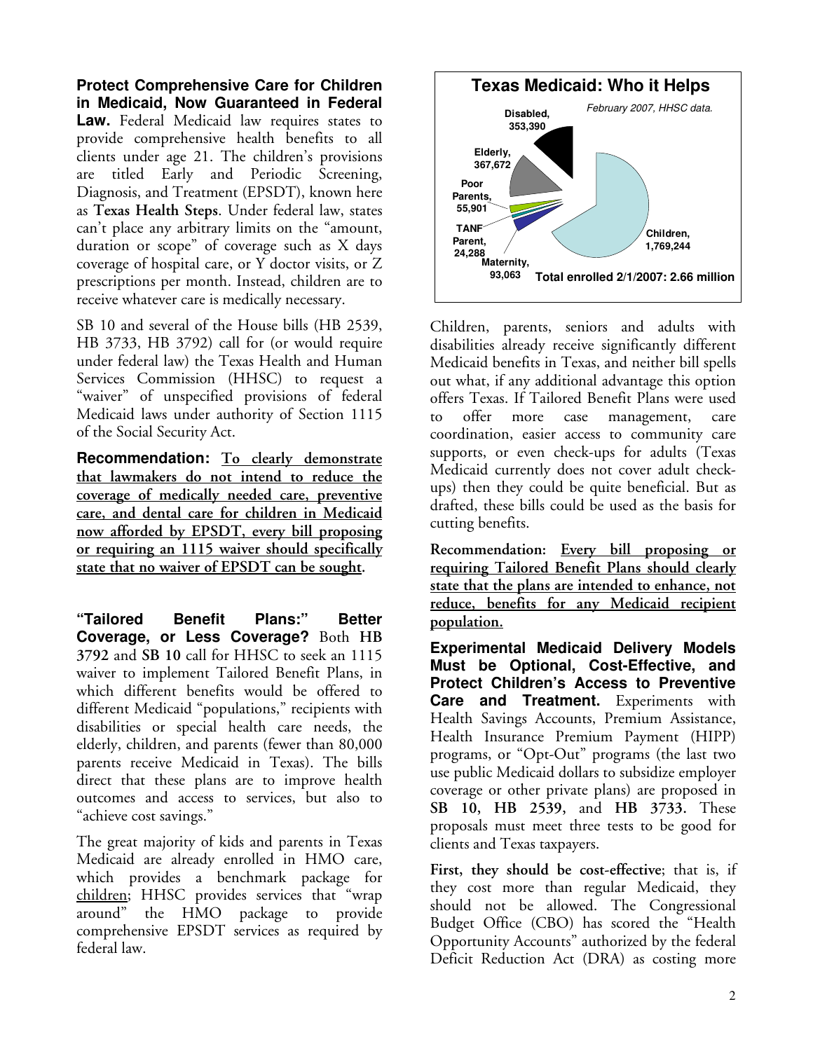**Protect Comprehensive Care for Children in Medicaid, Now Guaranteed in Federal Law.** Federal Medicaid law requires states to provide comprehensive health benefits to all clients under age 21. The children's provisions are titled Early and Periodic Screening, Diagnosis, and Treatment (EPSDT), known here as **Texas Health Steps**. Under federal law, states can't place any arbitrary limits on the "amount, duration or scope" of coverage such as X days coverage of hospital care, or Y doctor visits, or Z prescriptions per month. Instead, children are to receive whatever care is medically necessary.

SB 10 and several of the House bills (HB 2539, HB 3733, HB 3792) call for (or would require under federal law) the Texas Health and Human Services Commission (HHSC) to request a "waiver" of unspecified provisions of federal Medicaid laws under authority of Section 1115 of the Social Security Act.

**Recommendation:** **To clearly demonstrate that lawmakers do not intend to reduce the coverage of medically needed care, preventive care, and dental care for children in Medicaid now afforded by EPSDT, every bill proposing or requiring an 1115 waiver should specifically state that no waiver of EPSDT can be sought.**

**"Tailored Benefit Plans:" Better Coverage, or Less Coverage?** Both **HB 3792** and **SB 10** call for HHSC to seek an 1115 waiver to implement Tailored Benefit Plans, in which different benefits would be offered to different Medicaid "populations," recipients with disabilities or special health care needs, the elderly, children, and parents (fewer than 80,000 parents receive Medicaid in Texas). The bills direct that these plans are to improve health outcomes and access to services, but also to "achieve cost savings."

The great majority of kids and parents in Texas Medicaid are already enrolled in HMO care, which provides a benchmark package for children; HHSC provides services that "wrap around" the HMO package to provide comprehensive EPSDT services as required by federal law.

**Texas Medicaid: Who it Helps**

*February 2007, HHSC data.*

| Group | Enrolled |
|---|---|
| Children | 1,769,244 |
| Elderly | 367,672 |
| Disabled | 353,390 |
| Maternity | 93,063 |
| Poor Parents | 55,901 |
| TANF Parent | 24,288 |

**Total enrolled 2/1/2007: 2.66 million**

Children, parents, seniors and adults with disabilities already receive significantly different Medicaid benefits in Texas, and neither bill spells out what, if any additional advantage this option offers Texas. If Tailored Benefit Plans were used to offer more case management, care coordination, easier access to community care supports, or even check-ups for adults (Texas Medicaid currently does not cover adult check-ups) then they could be quite beneficial. But as drafted, these bills could be used as the basis for cutting benefits.

**Recommendation:** **Every bill proposing or requiring Tailored Benefit Plans should clearly state that the plans are intended to enhance, not reduce, benefits for any Medicaid recipient population.**

**Experimental Medicaid Delivery Models Must be Optional, Cost-Effective, and Protect Children's Access to Preventive Care and Treatment.** Experiments with Health Savings Accounts, Premium Assistance, Health Insurance Premium Payment (HIPP) programs, or "Opt-Out" programs (the last two use public Medicaid dollars to subsidize employer coverage or other private plans) are proposed in **SB 10, HB 2539,** and **HB 3733.** These proposals must meet three tests to be good for clients and Texas taxpayers.

**First, they should be cost-effective**; that is, if they cost more than regular Medicaid, they should not be allowed. The Congressional Budget Office (CBO) has scored the "Health Opportunity Accounts" authorized by the federal Deficit Reduction Act (DRA) as costing more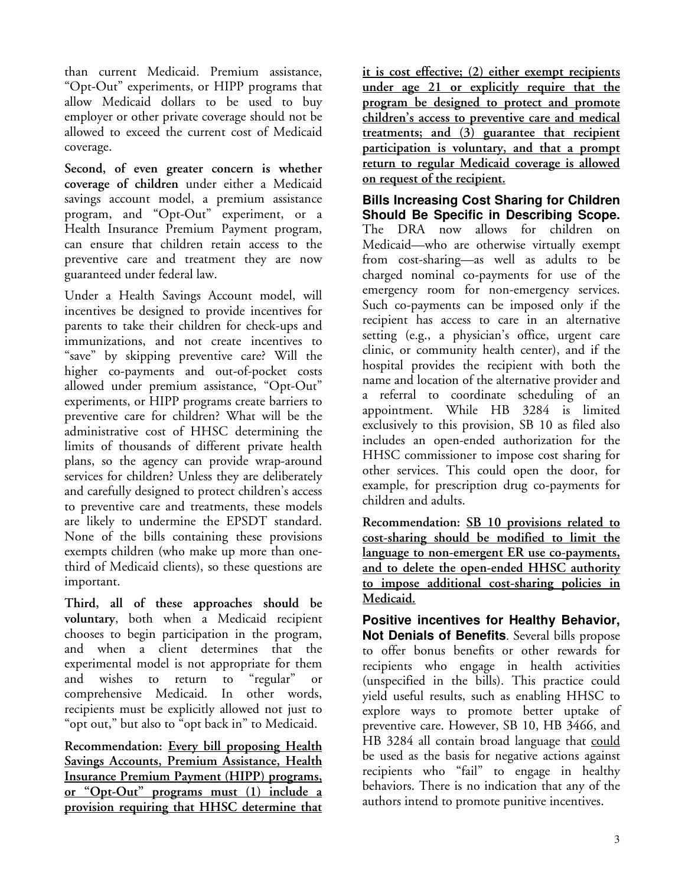than current Medicaid. Premium assistance, "Opt-Out" experiments, or HIPP programs that allow Medicaid dollars to be used to buy employer or other private coverage should not be allowed to exceed the current cost of Medicaid coverage.

**Second, of even greater concern is whether coverage of children** under either a Medicaid savings account model, a premium assistance program, and "Opt-Out" experiment, or a Health Insurance Premium Payment program, can ensure that children retain access to the preventive care and treatment they are now guaranteed under federal law.

Under a Health Savings Account model, will incentives be designed to provide incentives for parents to take their children for check-ups and immunizations, and not create incentives to "save" by skipping preventive care? Will the higher co-payments and out-of-pocket costs allowed under premium assistance, "Opt-Out" experiments, or HIPP programs create barriers to preventive care for children? What will be the administrative cost of HHSC determining the limits of thousands of different private health plans, so the agency can provide wrap-around services for children? Unless they are deliberately and carefully designed to protect children's access to preventive care and treatments, these models are likely to undermine the EPSDT standard. None of the bills containing these provisions exempts children (who make up more than one-third of Medicaid clients), so these questions are important.

**Third, all of these approaches should be voluntary**, both when a Medicaid recipient chooses to begin participation in the program, and when a client determines that the experimental model is not appropriate for them and wishes to return to "regular" or comprehensive Medicaid. In other words, recipients must be explicitly allowed not just to "opt out," but also to "opt back in" to Medicaid.

**Recommendation:** **Every bill proposing Health Savings Accounts, Premium Assistance, Health Insurance Premium Payment (HIPP) programs, or "Opt-Out" programs must (1) include a provision requiring that HHSC determine that it is cost effective; (2) either exempt recipients under age 21 or explicitly require that the program be designed to protect and promote children's access to preventive care and medical treatments; and (3) guarantee that recipient participation is voluntary, and that a prompt return to regular Medicaid coverage is allowed on request of the recipient.**

**Bills Increasing Cost Sharing for Children Should Be Specific in Describing Scope.** The DRA now allows for children on Medicaid—who are otherwise virtually exempt from cost-sharing—as well as adults to be charged nominal co-payments for use of the emergency room for non-emergency services. Such co-payments can be imposed only if the recipient has access to care in an alternative setting (e.g., a physician's office, urgent care clinic, or community health center), and if the hospital provides the recipient with both the name and location of the alternative provider and a referral to coordinate scheduling of an appointment. While HB 3284 is limited exclusively to this provision, SB 10 as filed also includes an open-ended authorization for the HHSC commissioner to impose cost sharing for other services. This could open the door, for example, for prescription drug co-payments for children and adults.

**Recommendation:** **SB 10 provisions related to cost-sharing should be modified to limit the language to non-emergent ER use co-payments, and to delete the open-ended HHSC authority to impose additional cost-sharing policies in Medicaid.**

**Positive incentives for Healthy Behavior, Not Denials of Benefits**. Several bills propose to offer bonus benefits or other rewards for recipients who engage in health activities (unspecified in the bills). This practice could yield useful results, such as enabling HHSC to explore ways to promote better uptake of preventive care. However, SB 10, HB 3466, and HB 3284 all contain broad language that could be used as the basis for negative actions against recipients who "fail" to engage in healthy behaviors. There is no indication that any of the authors intend to promote punitive incentives.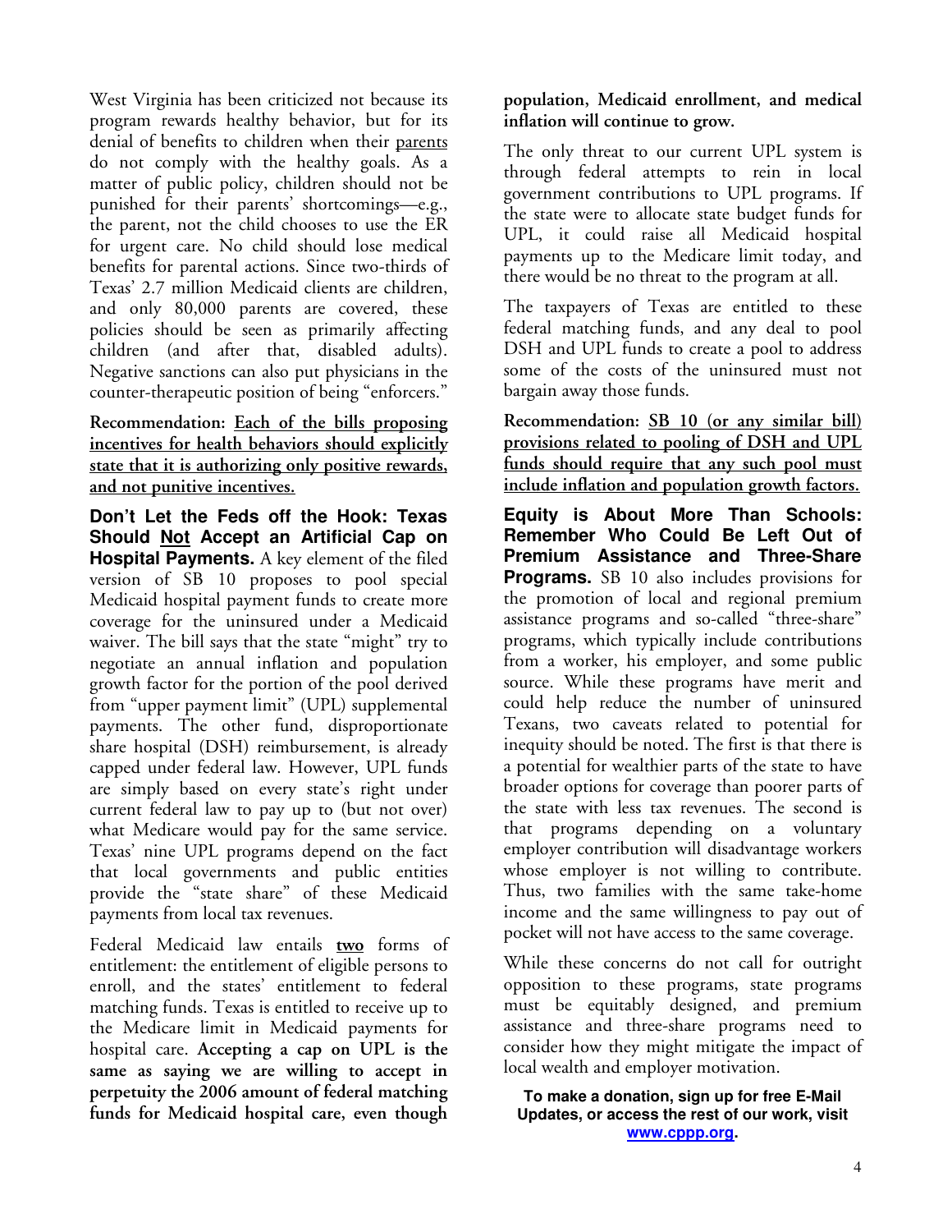West Virginia has been criticized not because its program rewards healthy behavior, but for its denial of benefits to children when their parents do not comply with the healthy goals. As a matter of public policy, children should not be punished for their parents' shortcomings—e.g., the parent, not the child chooses to use the ER for urgent care. No child should lose medical benefits for parental actions. Since two-thirds of Texas' 2.7 million Medicaid clients are children, and only 80,000 parents are covered, these policies should be seen as primarily affecting children (and after that, disabled adults). Negative sanctions can also put physicians in the counter-therapeutic position of being "enforcers."

**Recommendation: Each of the bills proposing incentives for health behaviors should explicitly state that it is authorizing only positive rewards, and not punitive incentives.**

**Don't Let the Feds off the Hook: Texas Should Not Accept an Artificial Cap on Hospital Payments.** A key element of the filed version of SB 10 proposes to pool special Medicaid hospital payment funds to create more coverage for the uninsured under a Medicaid waiver. The bill says that the state "might" try to negotiate an annual inflation and population growth factor for the portion of the pool derived from "upper payment limit" (UPL) supplemental payments. The other fund, disproportionate share hospital (DSH) reimbursement, is already capped under federal law. However, UPL funds are simply based on every state's right under current federal law to pay up to (but not over) what Medicare would pay for the same service. Texas' nine UPL programs depend on the fact that local governments and public entities provide the "state share" of these Medicaid payments from local tax revenues.

Federal Medicaid law entails **two** forms of entitlement: the entitlement of eligible persons to enroll, and the states' entitlement to federal matching funds. Texas is entitled to receive up to the Medicare limit in Medicaid payments for hospital care. **Accepting a cap on UPL is the same as saying we are willing to accept in perpetuity the 2006 amount of federal matching funds for Medicaid hospital care, even though population, Medicaid enrollment, and medical inflation will continue to grow.**

The only threat to our current UPL system is through federal attempts to rein in local government contributions to UPL programs. If the state were to allocate state budget funds for UPL, it could raise all Medicaid hospital payments up to the Medicare limit today, and there would be no threat to the program at all.

The taxpayers of Texas are entitled to these federal matching funds, and any deal to pool DSH and UPL funds to create a pool to address some of the costs of the uninsured must not bargain away those funds.

**Recommendation: SB 10 (or any similar bill) provisions related to pooling of DSH and UPL funds should require that any such pool must include inflation and population growth factors.**

**Equity is About More Than Schools: Remember Who Could Be Left Out of Premium Assistance and Three-Share Programs.** SB 10 also includes provisions for the promotion of local and regional premium assistance programs and so-called "three-share" programs, which typically include contributions from a worker, his employer, and some public source. While these programs have merit and could help reduce the number of uninsured Texans, two caveats related to potential for inequity should be noted. The first is that there is a potential for wealthier parts of the state to have broader options for coverage than poorer parts of the state with less tax revenues. The second is that programs depending on a voluntary employer contribution will disadvantage workers whose employer is not willing to contribute. Thus, two families with the same take-home income and the same willingness to pay out of pocket will not have access to the same coverage.

While these concerns do not call for outright opposition to these programs, state programs must be equitably designed, and premium assistance and three-share programs need to consider how they might mitigate the impact of local wealth and employer motivation.

**To make a donation, sign up for free E-Mail Updates, or access the rest of our work, visit [www.cppp.org](http://www.cppp.org).**